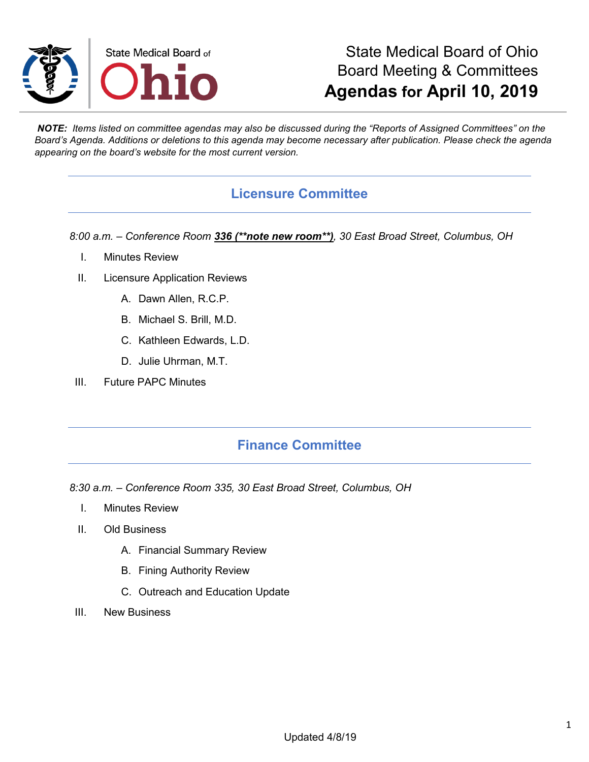State Medical Board of Ohio

# State Medical Board of Ohio
# Board Meeting & Committees
# **Agendas for April 10, 2019**

***NOTE:*** *Items listed on committee agendas may also be discussed during the "Reports of Assigned Committees" on the Board's Agenda. Additions or deletions to this agenda may become necessary after publication. Please check the agenda appearing on the board's website for the most current version.*

## Licensure Committee

*8:00 a.m. – Conference Room **336 (**note new room**)**, 30 East Broad Street, Columbus, OH*

I. Minutes Review

II. Licensure Application Reviews

   A. Dawn Allen, R.C.P.

   B. Michael S. Brill, M.D.

   C. Kathleen Edwards, L.D.

   D. Julie Uhrman, M.T.

III. Future PAPC Minutes

## Finance Committee

*8:30 a.m. – Conference Room 335, 30 East Broad Street, Columbus, OH*

I. Minutes Review

II. Old Business

   A. Financial Summary Review

   B. Fining Authority Review

   C. Outreach and Education Update

III. New Business

Updated 4/8/19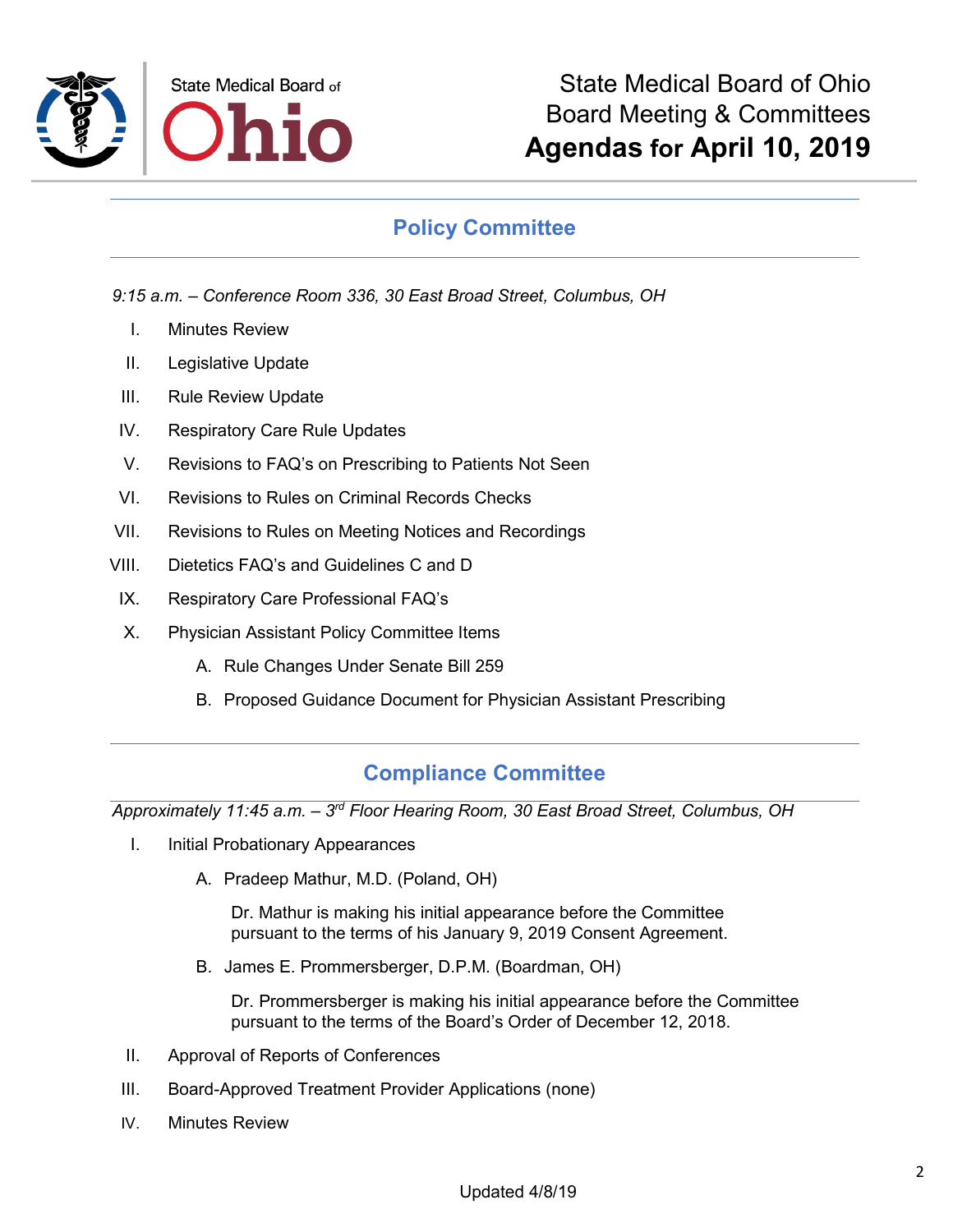## Policy Committee

*9:15 a.m. – Conference Room 336, 30 East Broad Street, Columbus, OH*

I. Minutes Review

II. Legislative Update

III. Rule Review Update

IV. Respiratory Care Rule Updates

V. Revisions to FAQ's on Prescribing to Patients Not Seen

VI. Revisions to Rules on Criminal Records Checks

VII. Revisions to Rules on Meeting Notices and Recordings

VIII. Dietetics FAQ's and Guidelines C and D

IX. Respiratory Care Professional FAQ's

X. Physician Assistant Policy Committee Items

   A. Rule Changes Under Senate Bill 259

   B. Proposed Guidance Document for Physician Assistant Prescribing

## Compliance Committee

*Approximately 11:45 a.m. – 3rd Floor Hearing Room, 30 East Broad Street, Columbus, OH*

I. Initial Probationary Appearances

   A. Pradeep Mathur, M.D. (Poland, OH)

      Dr. Mathur is making his initial appearance before the Committee pursuant to the terms of his January 9, 2019 Consent Agreement.

   B. James E. Prommersberger, D.P.M. (Boardman, OH)

      Dr. Prommersberger is making his initial appearance before the Committee pursuant to the terms of the Board's Order of December 12, 2018.

II. Approval of Reports of Conferences

III. Board-Approved Treatment Provider Applications (none)

IV. Minutes Review

Updated 4/8/19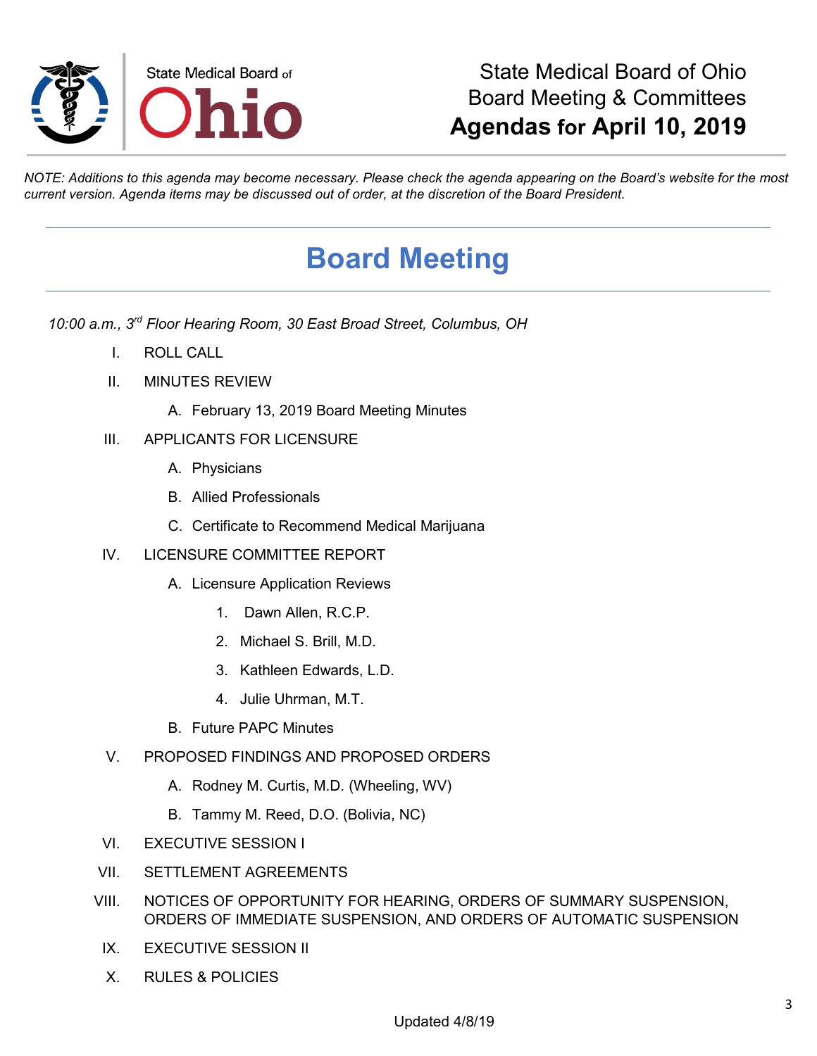State Medical Board of Ohio
Board Meeting & Committees
**Agendas for April 10, 2019**

*NOTE: Additions to this agenda may become necessary. Please check the agenda appearing on the Board's website for the most current version. Agenda items may be discussed out of order, at the discretion of the Board President.*

# Board Meeting

*10:00 a.m., 3rd Floor Hearing Room, 30 East Broad Street, Columbus, OH*

I. ROLL CALL

II. MINUTES REVIEW

   A. February 13, 2019 Board Meeting Minutes

III. APPLICANTS FOR LICENSURE

   A. Physicians

   B. Allied Professionals

   C. Certificate to Recommend Medical Marijuana

IV. LICENSURE COMMITTEE REPORT

   A. Licensure Application Reviews

      1. Dawn Allen, R.C.P.
      2. Michael S. Brill, M.D.
      3. Kathleen Edwards, L.D.
      4. Julie Uhrman, M.T.

   B. Future PAPC Minutes

V. PROPOSED FINDINGS AND PROPOSED ORDERS

   A. Rodney M. Curtis, M.D. (Wheeling, WV)

   B. Tammy M. Reed, D.O. (Bolivia, NC)

VI. EXECUTIVE SESSION I

VII. SETTLEMENT AGREEMENTS

VIII. NOTICES OF OPPORTUNITY FOR HEARING, ORDERS OF SUMMARY SUSPENSION, ORDERS OF IMMEDIATE SUSPENSION, AND ORDERS OF AUTOMATIC SUSPENSION

IX. EXECUTIVE SESSION II

X. RULES & POLICIES

Updated 4/8/19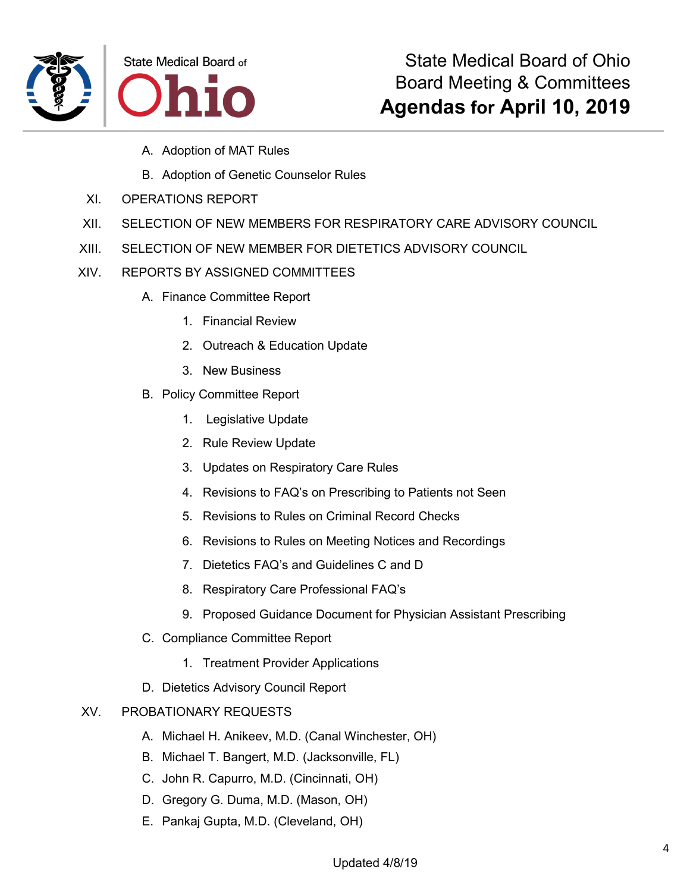A. Adoption of MAT Rules

B. Adoption of Genetic Counselor Rules

XI. OPERATIONS REPORT

XII. SELECTION OF NEW MEMBERS FOR RESPIRATORY CARE ADVISORY COUNCIL

XIII. SELECTION OF NEW MEMBER FOR DIETETICS ADVISORY COUNCIL

XIV. REPORTS BY ASSIGNED COMMITTEES

A. Finance Committee Report

1. Financial Review
2. Outreach & Education Update
3. New Business

B. Policy Committee Report

1. Legislative Update
2. Rule Review Update
3. Updates on Respiratory Care Rules
4. Revisions to FAQ's on Prescribing to Patients not Seen
5. Revisions to Rules on Criminal Record Checks
6. Revisions to Rules on Meeting Notices and Recordings
7. Dietetics FAQ's and Guidelines C and D
8. Respiratory Care Professional FAQ's
9. Proposed Guidance Document for Physician Assistant Prescribing

C. Compliance Committee Report

1. Treatment Provider Applications

D. Dietetics Advisory Council Report

XV. PROBATIONARY REQUESTS

A. Michael H. Anikeev, M.D. (Canal Winchester, OH)

B. Michael T. Bangert, M.D. (Jacksonville, FL)

C. John R. Capurro, M.D. (Cincinnati, OH)

D. Gregory G. Duma, M.D. (Mason, OH)

E. Pankaj Gupta, M.D. (Cleveland, OH)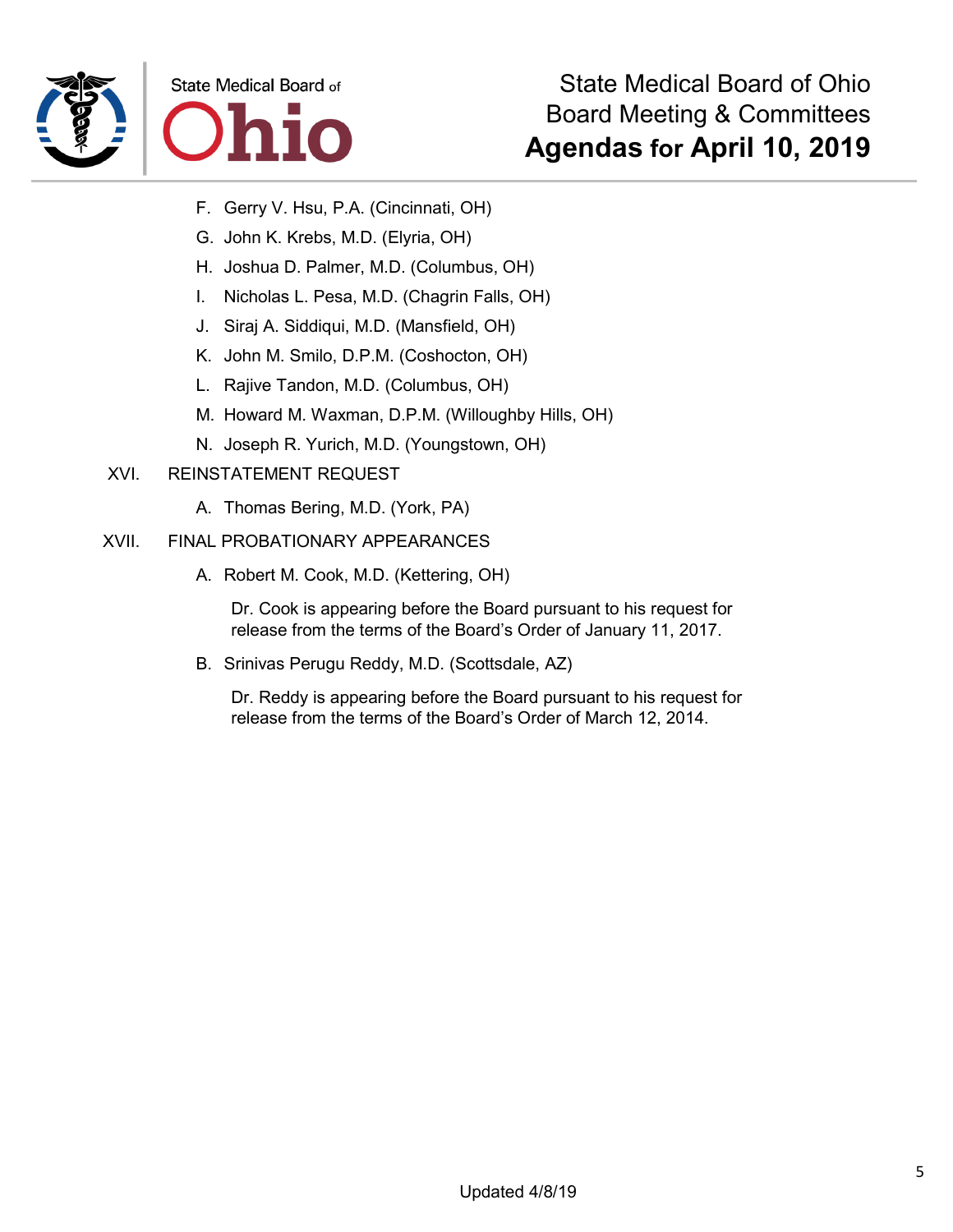F. Gerry V. Hsu, P.A. (Cincinnati, OH)

G. John K. Krebs, M.D. (Elyria, OH)

H. Joshua D. Palmer, M.D. (Columbus, OH)

I. Nicholas L. Pesa, M.D. (Chagrin Falls, OH)

J. Siraj A. Siddiqui, M.D. (Mansfield, OH)

K. John M. Smilo, D.P.M. (Coshocton, OH)

L. Rajive Tandon, M.D. (Columbus, OH)

M. Howard M. Waxman, D.P.M. (Willoughby Hills, OH)

N. Joseph R. Yurich, M.D. (Youngstown, OH)

XVI. REINSTATEMENT REQUEST

A. Thomas Bering, M.D. (York, PA)

XVII. FINAL PROBATIONARY APPEARANCES

A. Robert M. Cook, M.D. (Kettering, OH)

Dr. Cook is appearing before the Board pursuant to his request for release from the terms of the Board's Order of January 11, 2017.

B. Srinivas Perugu Reddy, M.D. (Scottsdale, AZ)

Dr. Reddy is appearing before the Board pursuant to his request for release from the terms of the Board's Order of March 12, 2014.